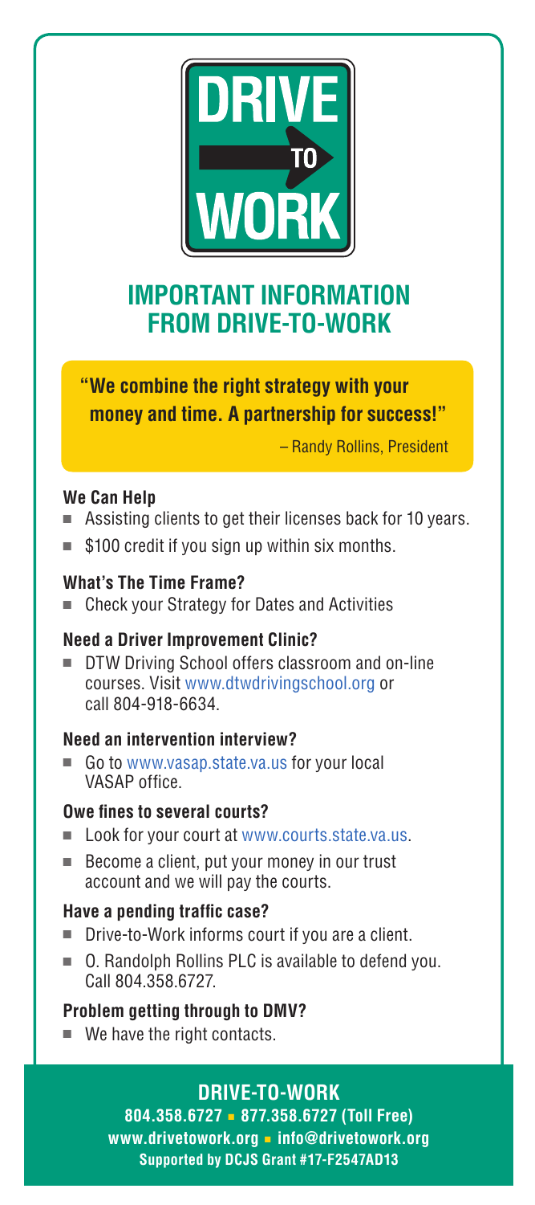DRIVE TO WORK

# IMPORTANT INFORMATION FROM DRIVE-TO-WORK

**"We combine the right strategy with your money and time. A partnership for success!"**

– Randy Rollins, President

### We Can Help

- Assisting clients to get their licenses back for 10 years.
- $100 credit if you sign up within six months.

### What's The Time Frame?

- Check your Strategy for Dates and Activities

### Need a Driver Improvement Clinic?

- DTW Driving School offers classroom and on-line courses. Visit www.dtwdrivingschool.org or call 804-918-6634.

### Need an intervention interview?

- Go to www.vasap.state.va.us for your local VASAP office.

### Owe fines to several courts?

- Look for your court at www.courts.state.va.us.
- Become a client, put your money in our trust account and we will pay the courts.

### Have a pending traffic case?

- Drive-to-Work informs court if you are a client.
- O. Randolph Rollins PLC is available to defend you. Call 804.358.6727.

### Problem getting through to DMV?

- We have the right contacts.

## DRIVE-TO-WORK

**804.358.6727 ▪ 877.358.6727 (Toll Free)**
**www.drivetowork.org ▪ info@drivetowork.org**
**Supported by DCJS Grant #17-F2547AD13**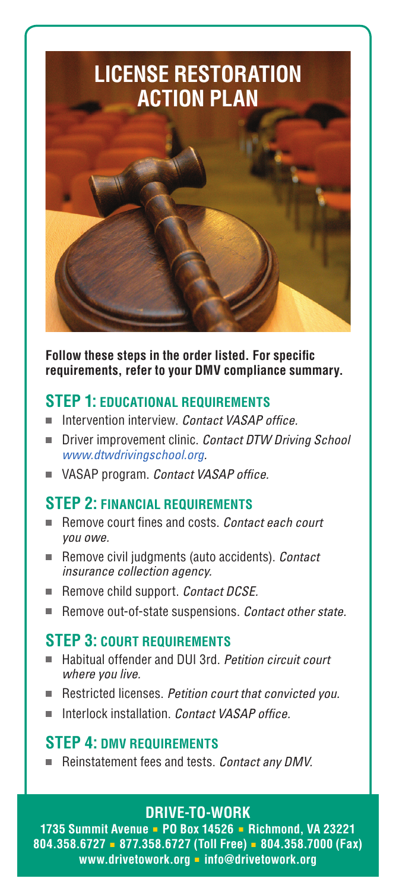# LICENSE RESTORATION ACTION PLAN

**Follow these steps in the order listed. For specific requirements, refer to your DMV compliance summary.**

## STEP 1: EDUCATIONAL REQUIREMENTS

- Intervention interview. *Contact VASAP office.*
- Driver improvement clinic. *Contact DTW Driving School www.dtwdrivingschool.org.*
- VASAP program. *Contact VASAP office.*

## STEP 2: FINANCIAL REQUIREMENTS

- Remove court fines and costs. *Contact each court you owe.*
- Remove civil judgments (auto accidents). *Contact insurance collection agency.*
- Remove child support. *Contact DCSE.*
- Remove out-of-state suspensions. *Contact other state.*

## STEP 3: COURT REQUIREMENTS

- Habitual offender and DUI 3rd. *Petition circuit court where you live.*
- Restricted licenses. *Petition court that convicted you.*
- Interlock installation. *Contact VASAP office.*

## STEP 4: DMV REQUIREMENTS

- Reinstatement fees and tests. *Contact any DMV.*

**DRIVE-TO-WORK**

**1735 Summit Avenue ▪ PO Box 14526 ▪ Richmond, VA 23221**
**804.358.6727 ▪ 877.358.6727 (Toll Free) ▪ 804.358.7000 (Fax)**
**www.drivetowork.org ▪ info@drivetowork.org**